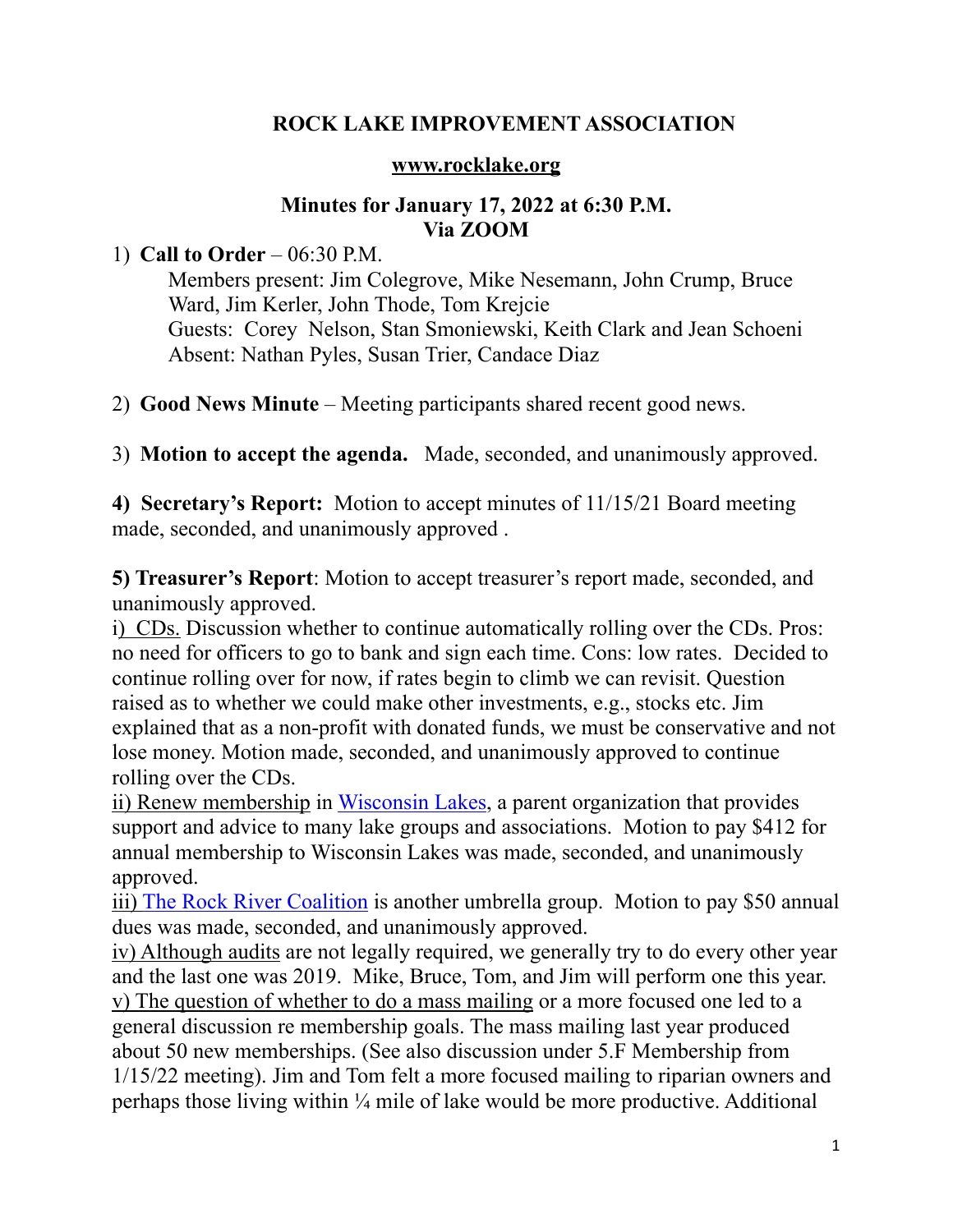# ROCK LAKE IMPROVEMENT ASSOCIATION

**www.rocklake.org**

## Minutes for January 17, 2022 at 6:30 P.M.
## Via ZOOM

1) **Call to Order** – 06:30 P.M.
   Members present: Jim Colegrove, Mike Nesemann, John Crump, Bruce Ward, Jim Kerler, John Thode, Tom Krejcie
   Guests: Corey Nelson, Stan Smoniewski, Keith Clark and Jean Schoeni
   Absent: Nathan Pyles, Susan Trier, Candace Diaz

2) **Good News Minute** – Meeting participants shared recent good news.

3) **Motion to accept the agenda.** Made, seconded, and unanimously approved.

**4) Secretary's Report:** Motion to accept minutes of 11/15/21 Board meeting made, seconded, and unanimously approved .

**5) Treasurer's Report**: Motion to accept treasurer's report made, seconded, and unanimously approved.

i) CDs. Discussion whether to continue automatically rolling over the CDs. Pros: no need for officers to go to bank and sign each time. Cons: low rates. Decided to continue rolling over for now, if rates begin to climb we can revisit. Question raised as to whether we could make other investments, e.g., stocks etc. Jim explained that as a non-profit with donated funds, we must be conservative and not lose money. Motion made, seconded, and unanimously approved to continue rolling over the CDs.

ii) Renew membership in Wisconsin Lakes, a parent organization that provides support and advice to many lake groups and associations. Motion to pay $412 for annual membership to Wisconsin Lakes was made, seconded, and unanimously approved.

iii) The Rock River Coalition is another umbrella group. Motion to pay $50 annual dues was made, seconded, and unanimously approved.

iv) Although audits are not legally required, we generally try to do every other year and the last one was 2019. Mike, Bruce, Tom, and Jim will perform one this year.

v) The question of whether to do a mass mailing or a more focused one led to a general discussion re membership goals. The mass mailing last year produced about 50 new memberships. (See also discussion under 5.F Membership from 1/15/22 meeting). Jim and Tom felt a more focused mailing to riparian owners and perhaps those living within ¼ mile of lake would be more productive. Additional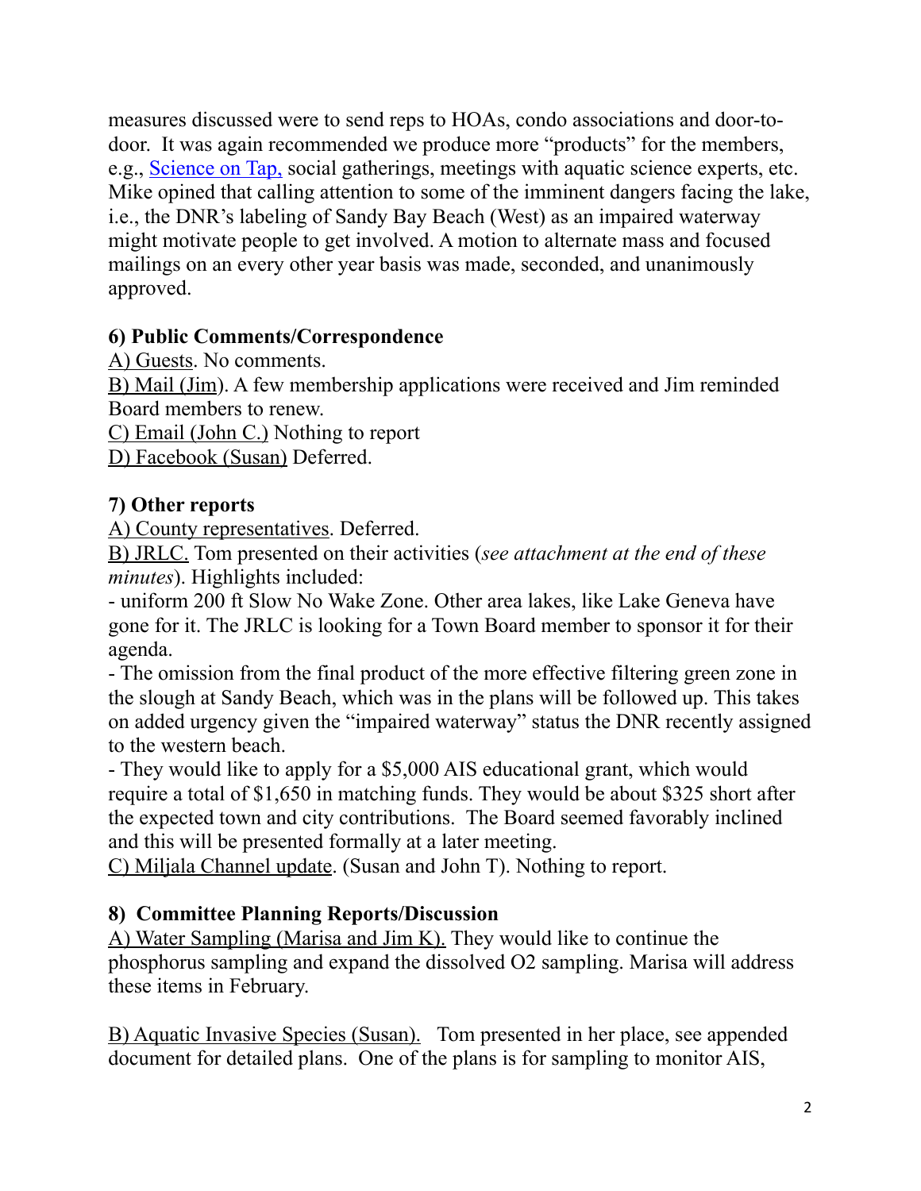measures discussed were to send reps to HOAs, condo associations and door-to-door. It was again recommended we produce more "products" for the members, e.g., Science on Tap, social gatherings, meetings with aquatic science experts, etc. Mike opined that calling attention to some of the imminent dangers facing the lake, i.e., the DNR's labeling of Sandy Bay Beach (West) as an impaired waterway might motivate people to get involved. A motion to alternate mass and focused mailings on an every other year basis was made, seconded, and unanimously approved.

**6) Public Comments/Correspondence**

A) Guests. No comments.
B) Mail (Jim). A few membership applications were received and Jim reminded Board members to renew.
C) Email (John C.) Nothing to report
D) Facebook (Susan) Deferred.

**7) Other reports**

A) County representatives. Deferred.
B) JRLC. Tom presented on their activities (*see attachment at the end of these minutes*). Highlights included:
- uniform 200 ft Slow No Wake Zone. Other area lakes, like Lake Geneva have gone for it. The JRLC is looking for a Town Board member to sponsor it for their agenda.
- The omission from the final product of the more effective filtering green zone in the slough at Sandy Beach, which was in the plans will be followed up. This takes on added urgency given the "impaired waterway" status the DNR recently assigned to the western beach.
- They would like to apply for a $5,000 AIS educational grant, which would require a total of $1,650 in matching funds. They would be about $325 short after the expected town and city contributions. The Board seemed favorably inclined and this will be presented formally at a later meeting.
C) Miljala Channel update. (Susan and John T). Nothing to report.

**8) Committee Planning Reports/Discussion**

A) Water Sampling (Marisa and Jim K.). They would like to continue the phosphorus sampling and expand the dissolved O2 sampling. Marisa will address these items in February.

B) Aquatic Invasive Species (Susan). Tom presented in her place, see appended document for detailed plans. One of the plans is for sampling to monitor AIS,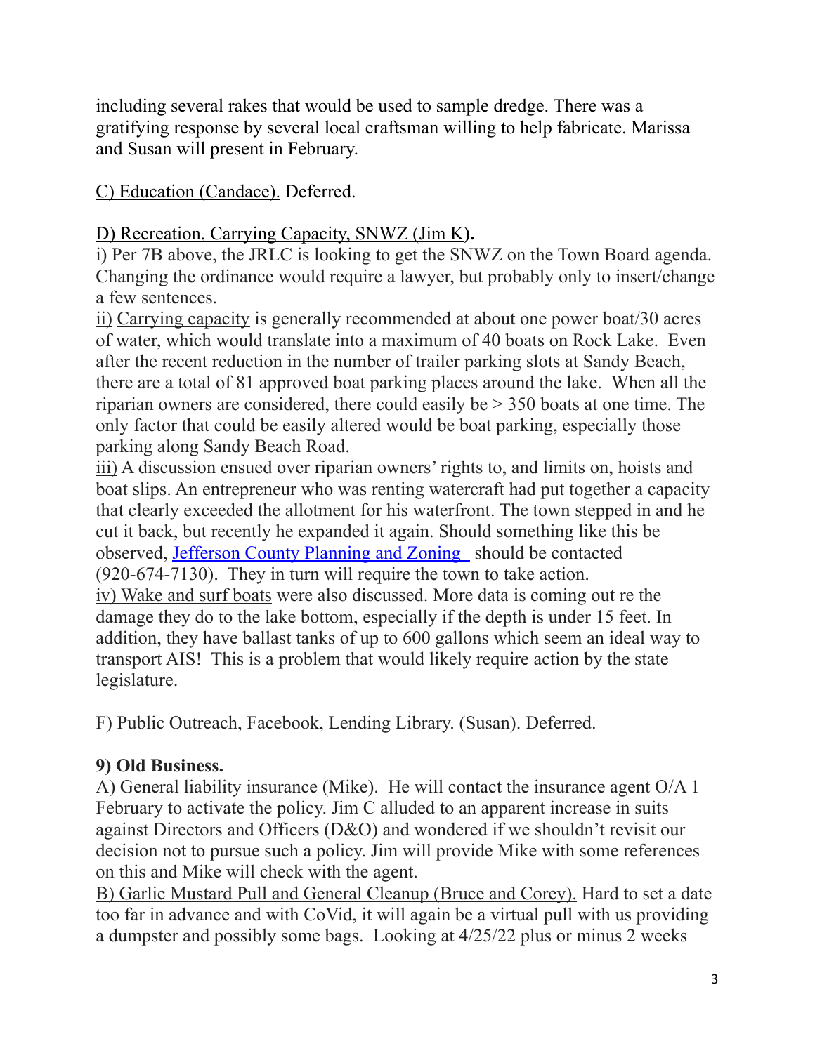including several rakes that would be used to sample dredge. There was a gratifying response by several local craftsman willing to help fabricate. Marissa and Susan will present in February.

C) Education (Candace). Deferred.

D) Recreation, Carrying Capacity, SNWZ (Jim K**).**

i) Per 7B above, the JRLC is looking to get the SNWZ on the Town Board agenda. Changing the ordinance would require a lawyer, but probably only to insert/change a few sentences.

ii) Carrying capacity is generally recommended at about one power boat/30 acres of water, which would translate into a maximum of 40 boats on Rock Lake. Even after the recent reduction in the number of trailer parking slots at Sandy Beach, there are a total of 81 approved boat parking places around the lake. When all the riparian owners are considered, there could easily be > 350 boats at one time. The only factor that could be easily altered would be boat parking, especially those parking along Sandy Beach Road.

iii) A discussion ensued over riparian owners' rights to, and limits on, hoists and boat slips. An entrepreneur who was renting watercraft had put together a capacity that clearly exceeded the allotment for his waterfront. The town stepped in and he cut it back, but recently he expanded it again. Should something like this be observed, Jefferson County Planning and Zoning should be contacted (920-674-7130). They in turn will require the town to take action.

iv) Wake and surf boats were also discussed. More data is coming out re the damage they do to the lake bottom, especially if the depth is under 15 feet. In addition, they have ballast tanks of up to 600 gallons which seem an ideal way to transport AIS! This is a problem that would likely require action by the state legislature.

F) Public Outreach, Facebook, Lending Library. (Susan). Deferred.

**9) Old Business.**

A) General liability insurance (Mike). He will contact the insurance agent O/A 1 February to activate the policy. Jim C alluded to an apparent increase in suits against Directors and Officers (D&O) and wondered if we shouldn't revisit our decision not to pursue such a policy. Jim will provide Mike with some references on this and Mike will check with the agent.

B) Garlic Mustard Pull and General Cleanup (Bruce and Corey). Hard to set a date too far in advance and with CoVid, it will again be a virtual pull with us providing a dumpster and possibly some bags. Looking at 4/25/22 plus or minus 2 weeks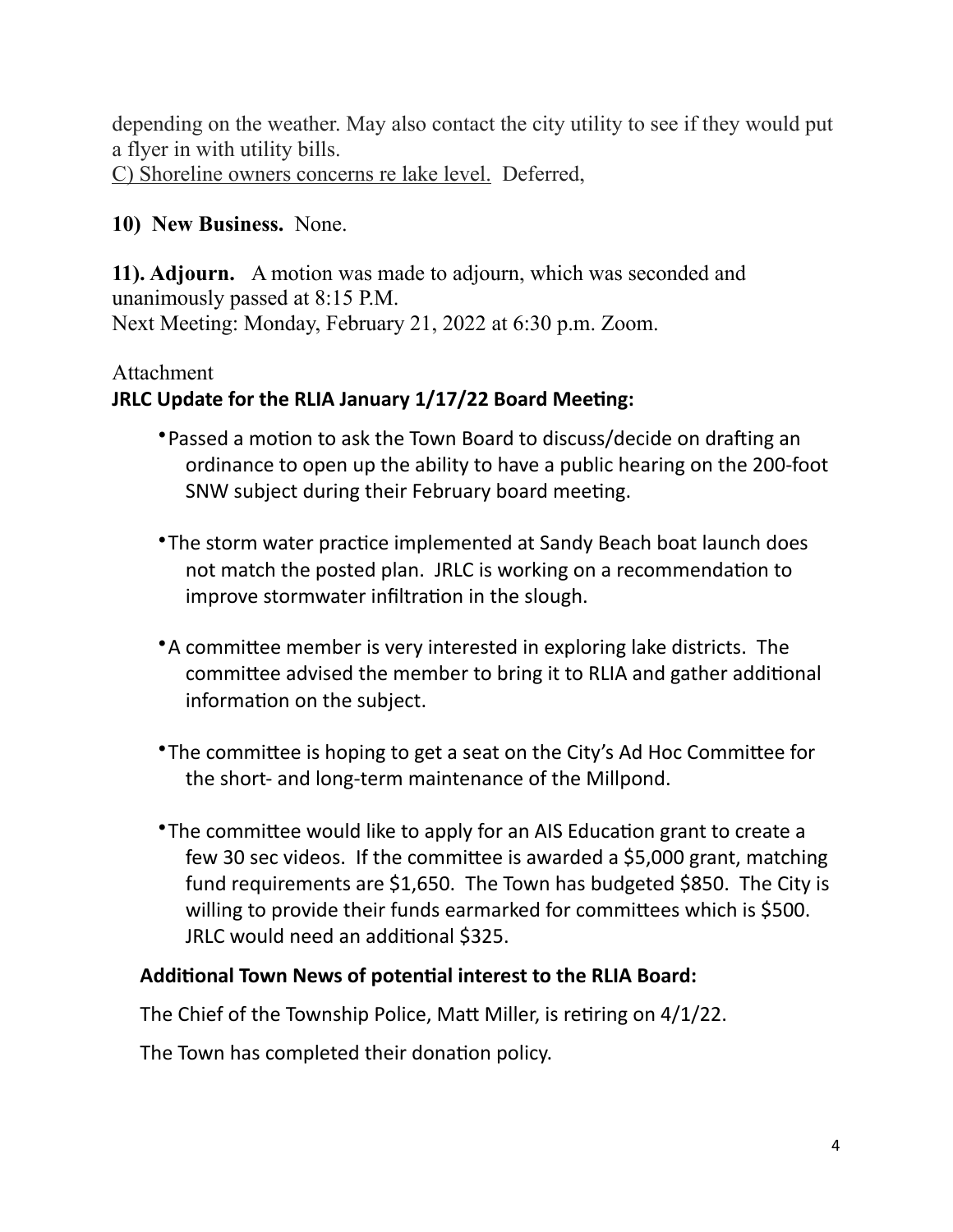depending on the weather. May also contact the city utility to see if they would put a flyer in with utility bills.

C) Shoreline owners concerns re lake level. Deferred,

**10) New Business.** None.

**11). Adjourn.** A motion was made to adjourn, which was seconded and unanimously passed at 8:15 P.M.

Next Meeting: Monday, February 21, 2022 at 6:30 p.m. Zoom.

Attachment

**JRLC Update for the RLIA January 1/17/22 Board Meeting:**

- Passed a motion to ask the Town Board to discuss/decide on drafting an ordinance to open up the ability to have a public hearing on the 200-foot SNW subject during their February board meeting.
- The storm water practice implemented at Sandy Beach boat launch does not match the posted plan. JRLC is working on a recommendation to improve stormwater infiltration in the slough.
- A committee member is very interested in exploring lake districts. The committee advised the member to bring it to RLIA and gather additional information on the subject.
- The committee is hoping to get a seat on the City's Ad Hoc Committee for the short- and long-term maintenance of the Millpond.
- The committee would like to apply for an AIS Education grant to create a few 30 sec videos. If the committee is awarded a $5,000 grant, matching fund requirements are $1,650. The Town has budgeted $850. The City is willing to provide their funds earmarked for committees which is $500. JRLC would need an additional $325.

**Additional Town News of potential interest to the RLIA Board:**

The Chief of the Township Police, Matt Miller, is retiring on 4/1/22.

The Town has completed their donation policy.